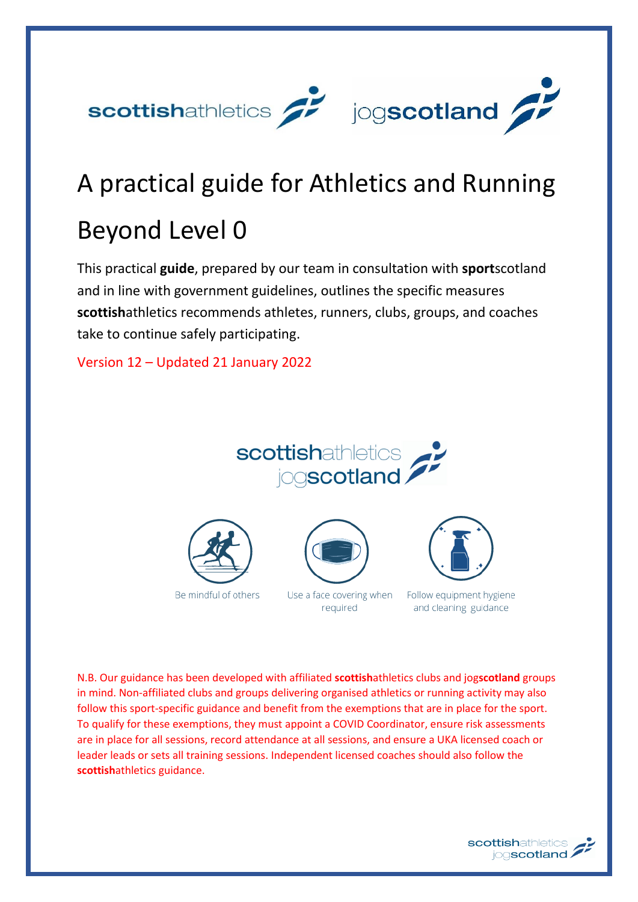# A practical guide for Athletics and Running Beyond Level 0

This practical **guide**, prepared by our team in consultation with **sport**scotland and in line with government guidelines, outlines the specific measures **scottish**athletics recommends athletes, runners, clubs, groups, and coaches take to continue safely participating.

Version 12 – Updated 21 January 2022

Be mindful of others

Use a face covering when required

Follow equipment hygiene and cleaning guidance

N.B. Our guidance has been developed with affiliated **scottish**athletics clubs and jog**scotland** groups in mind. Non-affiliated clubs and groups delivering organised athletics or running activity may also follow this sport-specific guidance and benefit from the exemptions that are in place for the sport. To qualify for these exemptions, they must appoint a COVID Coordinator, ensure risk assessments are in place for all sessions, record attendance at all sessions, and ensure a UKA licensed coach or leader leads or sets all training sessions. Independent licensed coaches should also follow the **scottish**athletics guidance.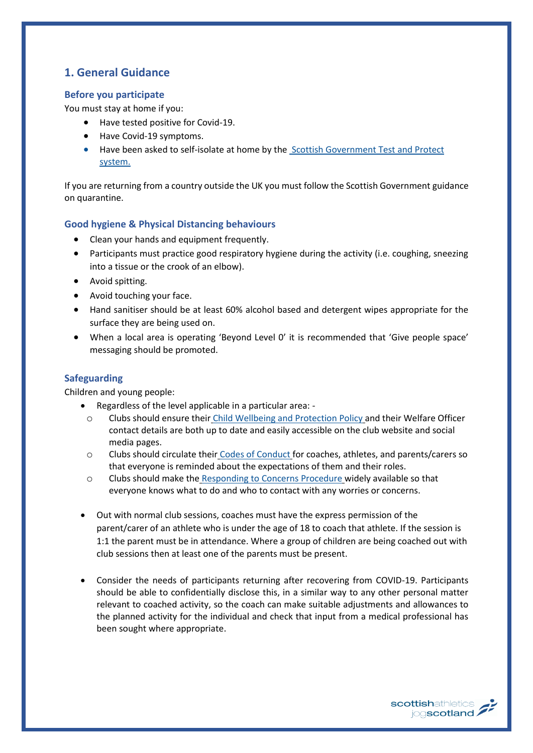## 1. General Guidance

### Before you participate

You must stay at home if you:

- Have tested positive for Covid-19.
- Have Covid-19 symptoms.
- Have been asked to self-isolate at home by the Scottish Government Test and Protect system.

If you are returning from a country outside the UK you must follow the Scottish Government guidance on quarantine.

### Good hygiene & Physical Distancing behaviours

- Clean your hands and equipment frequently.
- Participants must practice good respiratory hygiene during the activity (i.e. coughing, sneezing into a tissue or the crook of an elbow).
- Avoid spitting.
- Avoid touching your face.
- Hand sanitiser should be at least 60% alcohol based and detergent wipes appropriate for the surface they are being used on.
- When a local area is operating 'Beyond Level 0' it is recommended that 'Give people space' messaging should be promoted.

### Safeguarding

Children and young people:

- Regardless of the level applicable in a particular area: -
  - Clubs should ensure their Child Wellbeing and Protection Policy and their Welfare Officer contact details are both up to date and easily accessible on the club website and social media pages.
  - Clubs should circulate their Codes of Conduct for coaches, athletes, and parents/carers so that everyone is reminded about the expectations of them and their roles.
  - Clubs should make the Responding to Concerns Procedure widely available so that everyone knows what to do and who to contact with any worries or concerns.

- Out with normal club sessions, coaches must have the express permission of the parent/carer of an athlete who is under the age of 18 to coach that athlete. If the session is 1:1 the parent must be in attendance. Where a group of children are being coached out with club sessions then at least one of the parents must be present.

- Consider the needs of participants returning after recovering from COVID-19. Participants should be able to confidentially disclose this, in a similar way to any other personal matter relevant to coached activity, so the coach can make suitable adjustments and allowances to the planned activity for the individual and check that input from a medical professional has been sought where appropriate.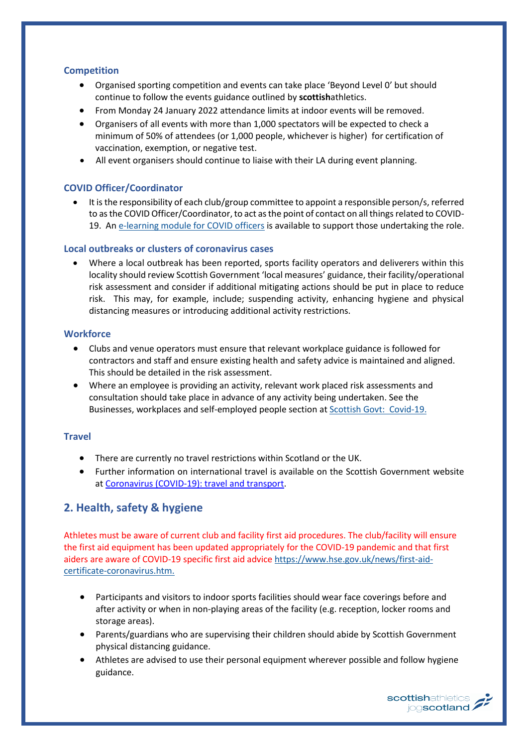### Competition

- Organised sporting competition and events can take place 'Beyond Level 0' but should continue to follow the events guidance outlined by **scottish**athletics.
- From Monday 24 January 2022 attendance limits at indoor events will be removed.
- Organisers of all events with more than 1,000 spectators will be expected to check a minimum of 50% of attendees (or 1,000 people, whichever is higher) for certification of vaccination, exemption, or negative test.
- All event organisers should continue to liaise with their LA during event planning.

### COVID Officer/Coordinator

- It is the responsibility of each club/group committee to appoint a responsible person/s, referred to as the COVID Officer/Coordinator, to act as the point of contact on all things related to COVID-19. An e-learning module for COVID officers is available to support those undertaking the role.

### Local outbreaks or clusters of coronavirus cases

- Where a local outbreak has been reported, sports facility operators and deliverers within this locality should review Scottish Government 'local measures' guidance, their facility/operational risk assessment and consider if additional mitigating actions should be put in place to reduce risk. This may, for example, include; suspending activity, enhancing hygiene and physical distancing measures or introducing additional activity restrictions.

### Workforce

- Clubs and venue operators must ensure that relevant workplace guidance is followed for contractors and staff and ensure existing health and safety advice is maintained and aligned. This should be detailed in the risk assessment.
- Where an employee is providing an activity, relevant work placed risk assessments and consultation should take place in advance of any activity being undertaken. See the Businesses, workplaces and self-employed people section at Scottish Govt: Covid-19.

### Travel

- There are currently no travel restrictions within Scotland or the UK.
- Further information on international travel is available on the Scottish Government website at Coronavirus (COVID-19): travel and transport.

## 2. Health, safety & hygiene

Athletes must be aware of current club and facility first aid procedures. The club/facility will ensure the first aid equipment has been updated appropriately for the COVID-19 pandemic and that first aiders are aware of COVID-19 specific first aid advice https://www.hse.gov.uk/news/first-aid-certificate-coronavirus.htm.

- Participants and visitors to indoor sports facilities should wear face coverings before and after activity or when in non-playing areas of the facility (e.g. reception, locker rooms and storage areas).
- Parents/guardians who are supervising their children should abide by Scottish Government physical distancing guidance.
- Athletes are advised to use their personal equipment wherever possible and follow hygiene guidance.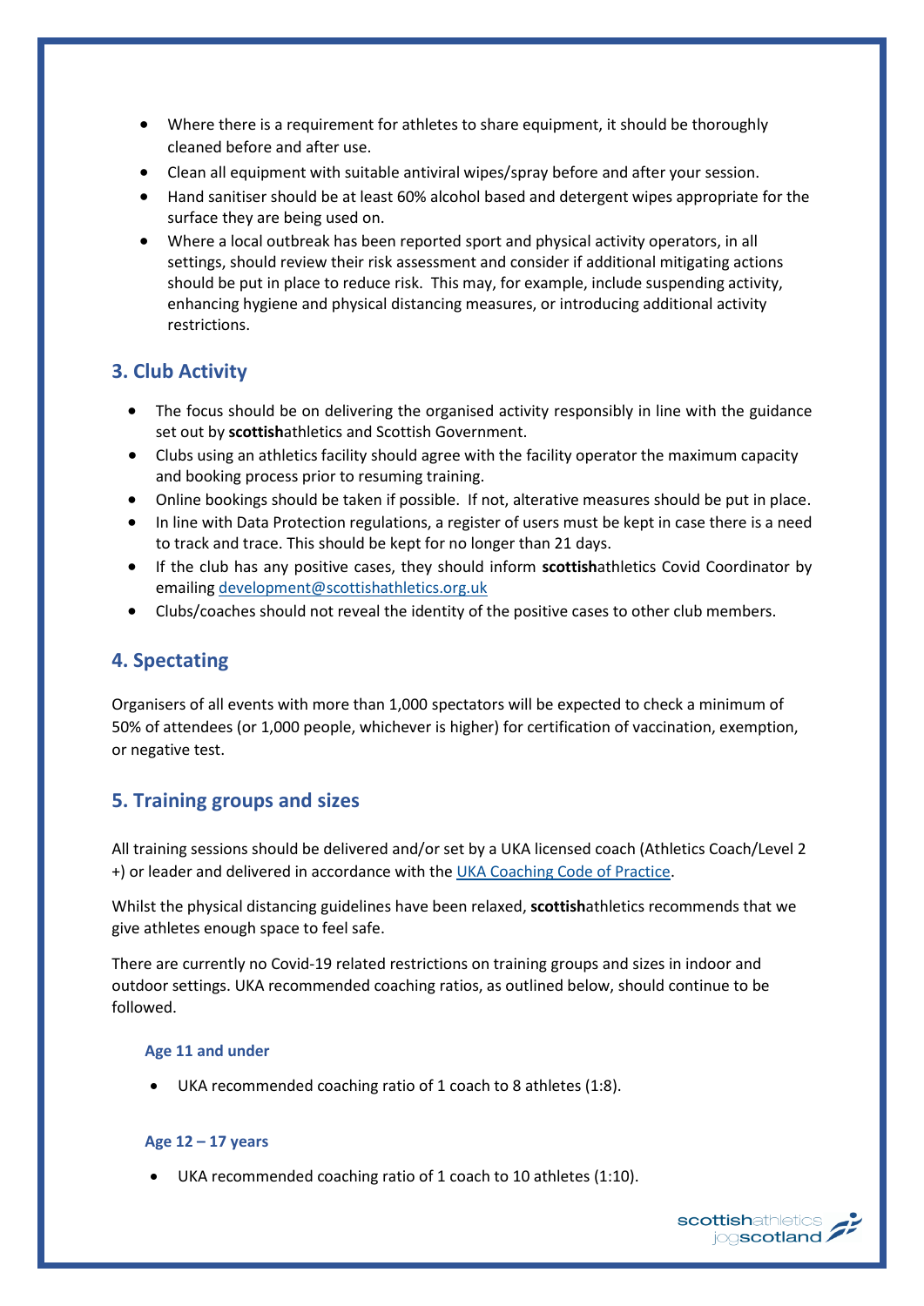- Where there is a requirement for athletes to share equipment, it should be thoroughly cleaned before and after use.
- Clean all equipment with suitable antiviral wipes/spray before and after your session.
- Hand sanitiser should be at least 60% alcohol based and detergent wipes appropriate for the surface they are being used on.
- Where a local outbreak has been reported sport and physical activity operators, in all settings, should review their risk assessment and consider if additional mitigating actions should be put in place to reduce risk. This may, for example, include suspending activity, enhancing hygiene and physical distancing measures, or introducing additional activity restrictions.

## 3. Club Activity

- The focus should be on delivering the organised activity responsibly in line with the guidance set out by **scottish**athletics and Scottish Government.
- Clubs using an athletics facility should agree with the facility operator the maximum capacity and booking process prior to resuming training.
- Online bookings should be taken if possible. If not, alterative measures should be put in place.
- In line with Data Protection regulations, a register of users must be kept in case there is a need to track and trace. This should be kept for no longer than 21 days.
- If the club has any positive cases, they should inform **scottish**athletics Covid Coordinator by emailing development@scottishathletics.org.uk
- Clubs/coaches should not reveal the identity of the positive cases to other club members.

## 4. Spectating

Organisers of all events with more than 1,000 spectators will be expected to check a minimum of 50% of attendees (or 1,000 people, whichever is higher) for certification of vaccination, exemption, or negative test.

## 5. Training groups and sizes

All training sessions should be delivered and/or set by a UKA licensed coach (Athletics Coach/Level 2 +) or leader and delivered in accordance with the UKA Coaching Code of Practice.

Whilst the physical distancing guidelines have been relaxed, **scottish**athletics recommends that we give athletes enough space to feel safe.

There are currently no Covid-19 related restrictions on training groups and sizes in indoor and outdoor settings. UKA recommended coaching ratios, as outlined below, should continue to be followed.

### Age 11 and under

- UKA recommended coaching ratio of 1 coach to 8 athletes (1:8).

### Age 12 – 17 years

- UKA recommended coaching ratio of 1 coach to 10 athletes (1:10).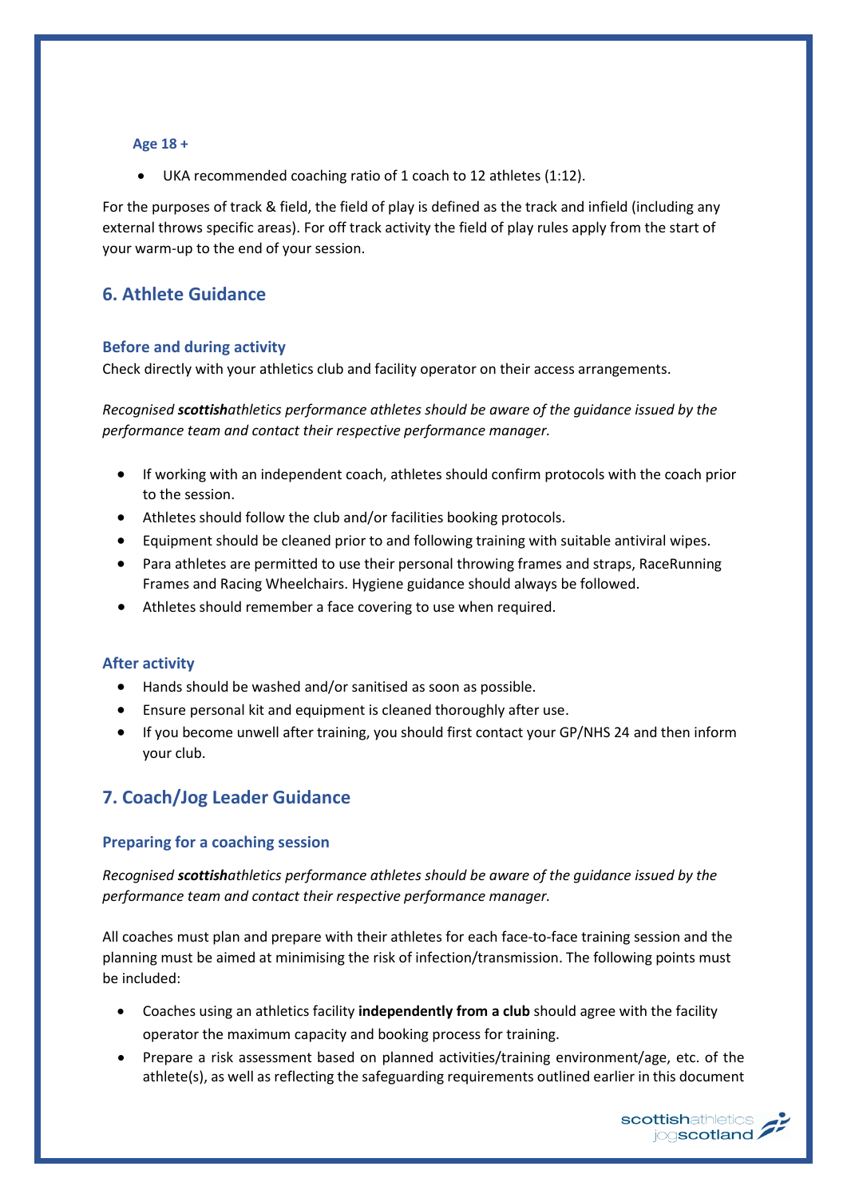### Age 18 +

- UKA recommended coaching ratio of 1 coach to 12 athletes (1:12).

For the purposes of track & field, the field of play is defined as the track and infield (including any external throws specific areas). For off track activity the field of play rules apply from the start of your warm-up to the end of your session.

## 6. Athlete Guidance

### Before and during activity

Check directly with your athletics club and facility operator on their access arrangements.

*Recognised **scottish**athletics performance athletes should be aware of the guidance issued by the performance team and contact their respective performance manager.*

- If working with an independent coach, athletes should confirm protocols with the coach prior to the session.
- Athletes should follow the club and/or facilities booking protocols.
- Equipment should be cleaned prior to and following training with suitable antiviral wipes.
- Para athletes are permitted to use their personal throwing frames and straps, RaceRunning Frames and Racing Wheelchairs. Hygiene guidance should always be followed.
- Athletes should remember a face covering to use when required.

### After activity

- Hands should be washed and/or sanitised as soon as possible.
- Ensure personal kit and equipment is cleaned thoroughly after use.
- If you become unwell after training, you should first contact your GP/NHS 24 and then inform your club.

## 7. Coach/Jog Leader Guidance

### Preparing for a coaching session

*Recognised **scottish**athletics performance athletes should be aware of the guidance issued by the performance team and contact their respective performance manager.*

All coaches must plan and prepare with their athletes for each face-to-face training session and the planning must be aimed at minimising the risk of infection/transmission. The following points must be included:

- Coaches using an athletics facility **independently from a club** should agree with the facility operator the maximum capacity and booking process for training.
- Prepare a risk assessment based on planned activities/training environment/age, etc. of the athlete(s), as well as reflecting the safeguarding requirements outlined earlier in this document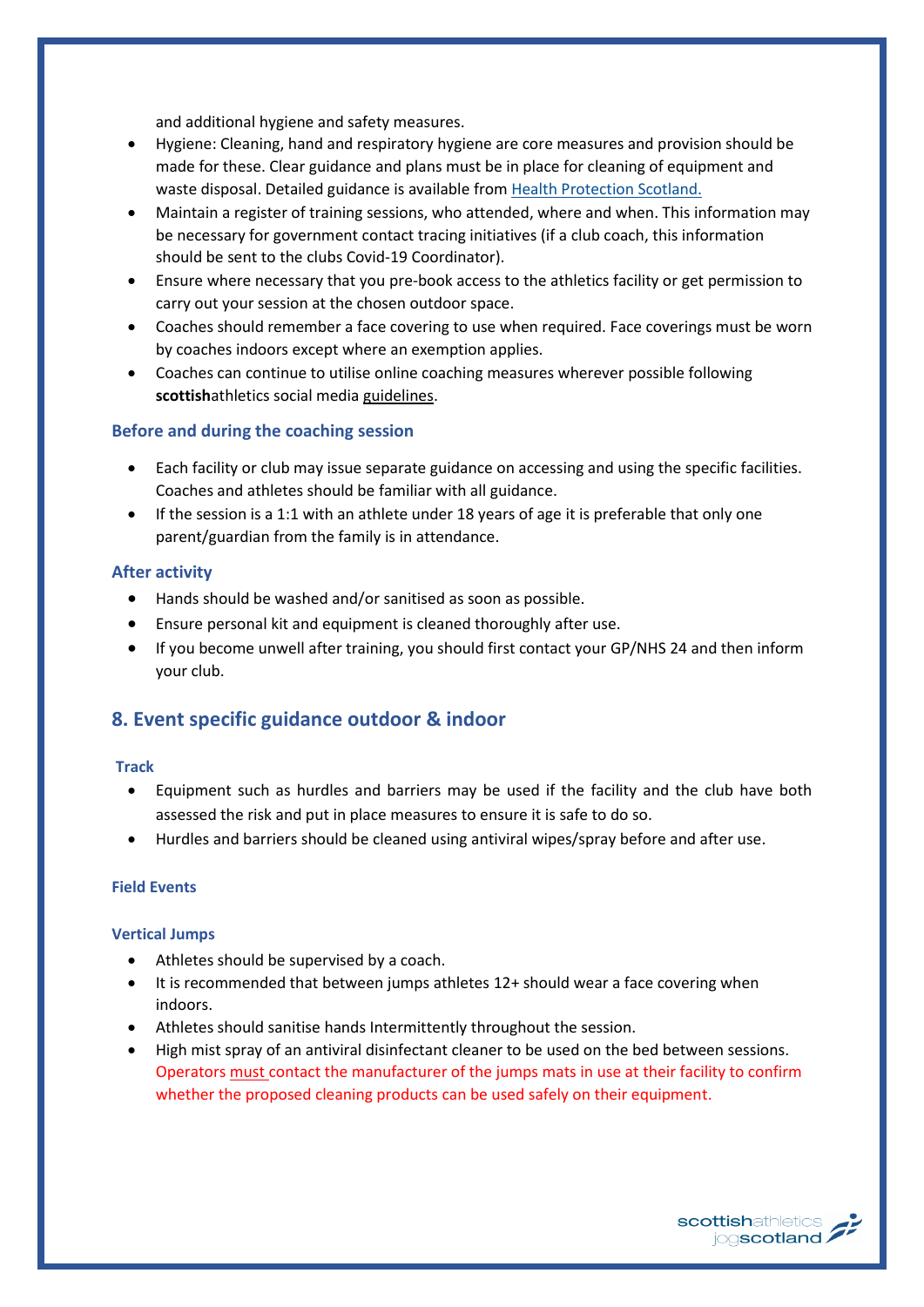and additional hygiene and safety measures.

- Hygiene: Cleaning, hand and respiratory hygiene are core measures and provision should be made for these. Clear guidance and plans must be in place for cleaning of equipment and waste disposal. Detailed guidance is available from Health Protection Scotland.
- Maintain a register of training sessions, who attended, where and when. This information may be necessary for government contact tracing initiatives (if a club coach, this information should be sent to the clubs Covid-19 Coordinator).
- Ensure where necessary that you pre-book access to the athletics facility or get permission to carry out your session at the chosen outdoor space.
- Coaches should remember a face covering to use when required. Face coverings must be worn by coaches indoors except where an exemption applies.
- Coaches can continue to utilise online coaching measures wherever possible following **scottish**athletics social media guidelines.

### Before and during the coaching session

- Each facility or club may issue separate guidance on accessing and using the specific facilities. Coaches and athletes should be familiar with all guidance.
- If the session is a 1:1 with an athlete under 18 years of age it is preferable that only one parent/guardian from the family is in attendance.

### After activity

- Hands should be washed and/or sanitised as soon as possible.
- Ensure personal kit and equipment is cleaned thoroughly after use.
- If you become unwell after training, you should first contact your GP/NHS 24 and then inform your club.

## 8. Event specific guidance outdoor & indoor

#### Track

- Equipment such as hurdles and barriers may be used if the facility and the club have both assessed the risk and put in place measures to ensure it is safe to do so.
- Hurdles and barriers should be cleaned using antiviral wipes/spray before and after use.

#### Field Events

#### Vertical Jumps

- Athletes should be supervised by a coach.
- It is recommended that between jumps athletes 12+ should wear a face covering when indoors.
- Athletes should sanitise hands Intermittently throughout the session.
- High mist spray of an antiviral disinfectant cleaner to be used on the bed between sessions. Operators must contact the manufacturer of the jumps mats in use at their facility to confirm whether the proposed cleaning products can be used safely on their equipment.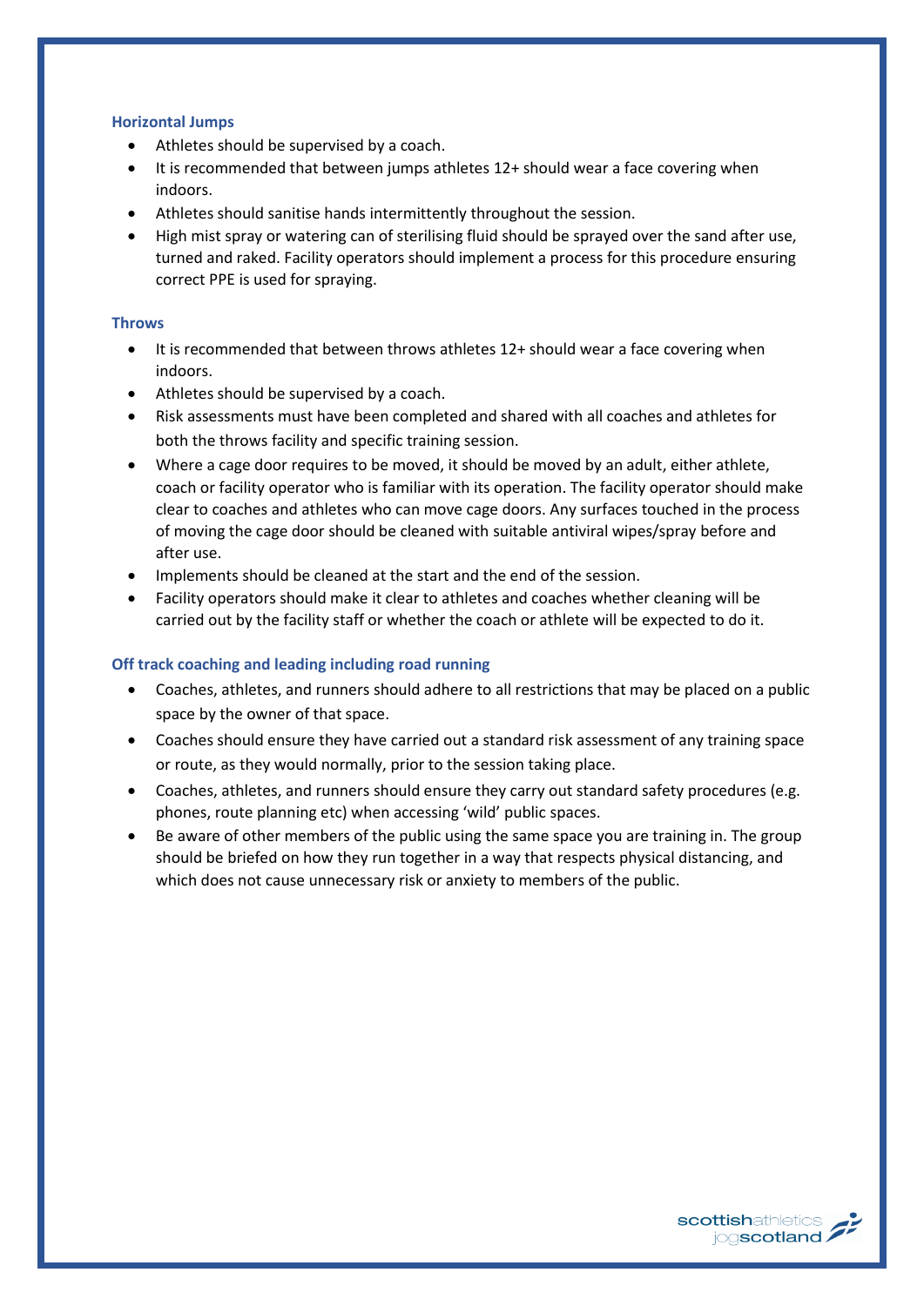### Horizontal Jumps

- Athletes should be supervised by a coach.
- It is recommended that between jumps athletes 12+ should wear a face covering when indoors.
- Athletes should sanitise hands intermittently throughout the session.
- High mist spray or watering can of sterilising fluid should be sprayed over the sand after use, turned and raked. Facility operators should implement a process for this procedure ensuring correct PPE is used for spraying.

### Throws

- It is recommended that between throws athletes 12+ should wear a face covering when indoors.
- Athletes should be supervised by a coach.
- Risk assessments must have been completed and shared with all coaches and athletes for both the throws facility and specific training session.
- Where a cage door requires to be moved, it should be moved by an adult, either athlete, coach or facility operator who is familiar with its operation. The facility operator should make clear to coaches and athletes who can move cage doors. Any surfaces touched in the process of moving the cage door should be cleaned with suitable antiviral wipes/spray before and after use.
- Implements should be cleaned at the start and the end of the session.
- Facility operators should make it clear to athletes and coaches whether cleaning will be carried out by the facility staff or whether the coach or athlete will be expected to do it.

### Off track coaching and leading including road running

- Coaches, athletes, and runners should adhere to all restrictions that may be placed on a public space by the owner of that space.
- Coaches should ensure they have carried out a standard risk assessment of any training space or route, as they would normally, prior to the session taking place.
- Coaches, athletes, and runners should ensure they carry out standard safety procedures (e.g. phones, route planning etc) when accessing 'wild' public spaces.
- Be aware of other members of the public using the same space you are training in. The group should be briefed on how they run together in a way that respects physical distancing, and which does not cause unnecessary risk or anxiety to members of the public.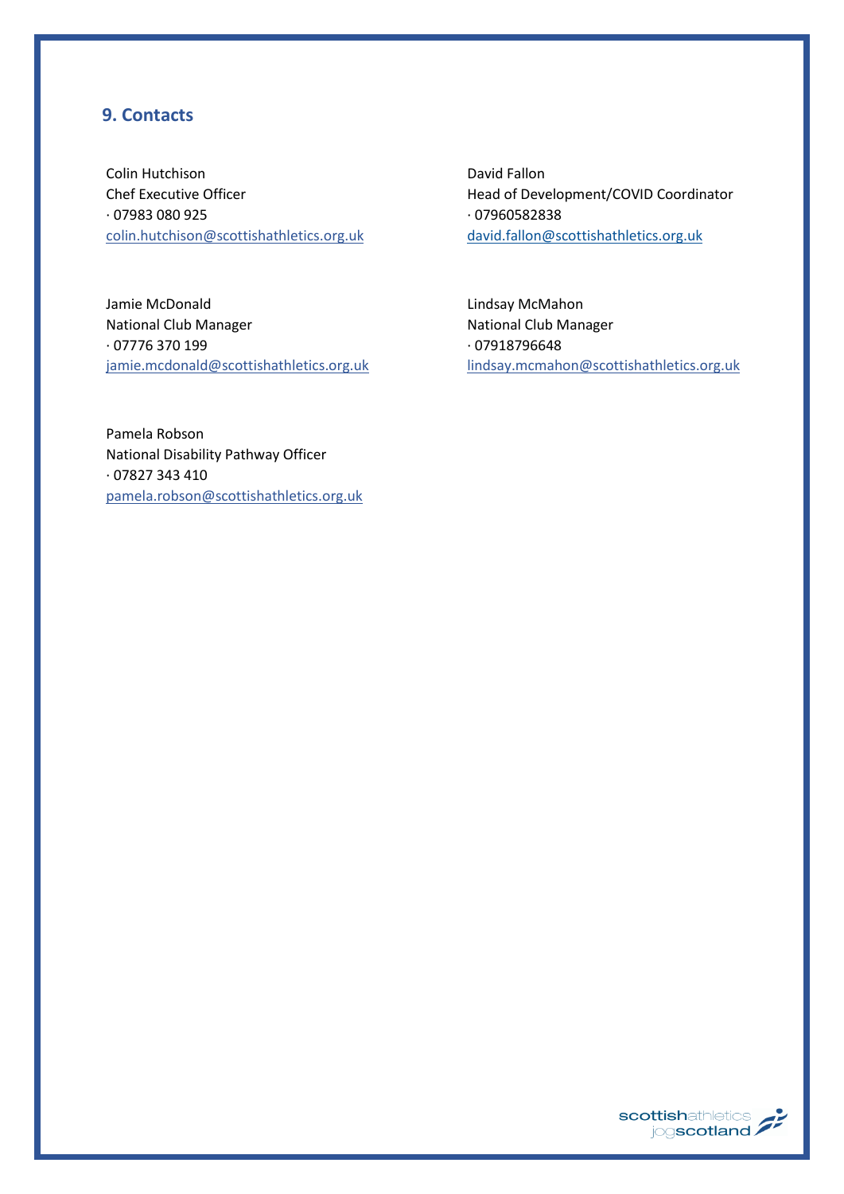## 9. Contacts

Colin Hutchison
Chef Executive Officer
· 07983 080 925
colin.hutchison@scottishathletics.org.uk

David Fallon
Head of Development/COVID Coordinator
· 07960582838
david.fallon@scottishathletics.org.uk

Jamie McDonald
National Club Manager
· 07776 370 199
jamie.mcdonald@scottishathletics.org.uk

Lindsay McMahon
National Club Manager
· 07918796648
lindsay.mcmahon@scottishathletics.org.uk

Pamela Robson
National Disability Pathway Officer
· 07827 343 410
pamela.robson@scottishathletics.org.uk